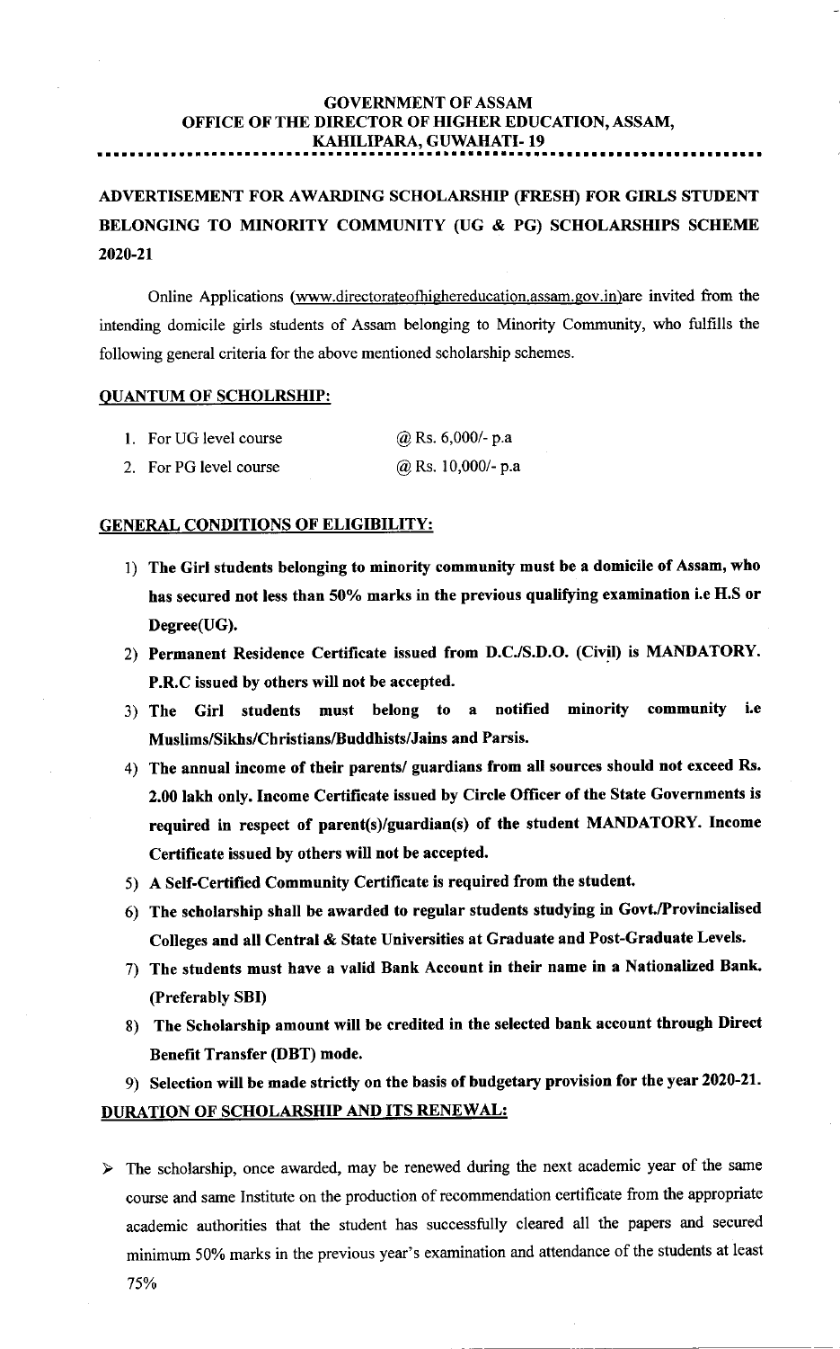**GOVERNMENT OF ASSAM**
**OFFICE OF THE DIRECTOR OF HIGHER EDUCATION, ASSAM,**
**KAHILIPARA, GUWAHATI- 19**

---

# ADVERTISEMENT FOR AWARDING SCHOLARSHIP (FRESH) FOR GIRLS STUDENT BELONGING TO MINORITY COMMUNITY (UG & PG) SCHOLARSHIPS SCHEME 2020-21

Online Applications (www.directorateofhighereducation.assam.gov.in)are invited from the intending domicile girls students of Assam belonging to Minority Community, who fulfills the following general criteria for the above mentioned scholarship schemes.

## QUANTUM OF SCHOLRSHIP:

1. For UG level course @ Rs. 6,000/- p.a
2. For PG level course @ Rs. 10,000/- p.a

## GENERAL CONDITIONS OF ELIGIBILITY:

1) **The Girl students belonging to minority community must be a domicile of Assam, who has secured not less than 50% marks in the previous qualifying examination i.e H.S or Degree(UG).**
2) **Permanent Residence Certificate issued from D.C./S.D.O. (Civil) is MANDATORY. P.R.C issued by others will not be accepted.**
3) **The Girl students must belong to a notified minority community i.e Muslims/Sikhs/Christians/Buddhists/Jains and Parsis.**
4) **The annual income of their parents/ guardians from all sources should not exceed Rs. 2.00 lakh only. Income Certificate issued by Circle Officer of the State Governments is required in respect of parent(s)/guardian(s) of the student MANDATORY. Income Certificate issued by others will not be accepted.**
5) **A Self-Certified Community Certificate is required from the student.**
6) **The scholarship shall be awarded to regular students studying in Govt./Provincialised Colleges and all Central & State Universities at Graduate and Post-Graduate Levels.**
7) **The students must have a valid Bank Account in their name in a Nationalized Bank. (Preferably SBI)**
8) **The Scholarship amount will be credited in the selected bank account through Direct Benefit Transfer (DBT) mode.**
9) **Selection will be made strictly on the basis of budgetary provision for the year 2020-21.**

## DURATION OF SCHOLARSHIP AND ITS RENEWAL:

- The scholarship, once awarded, may be renewed during the next academic year of the same course and same Institute on the production of recommendation certificate from the appropriate academic authorities that the student has successfully cleared all the papers and secured minimum 50% marks in the previous year's examination and attendance of the students at least 75%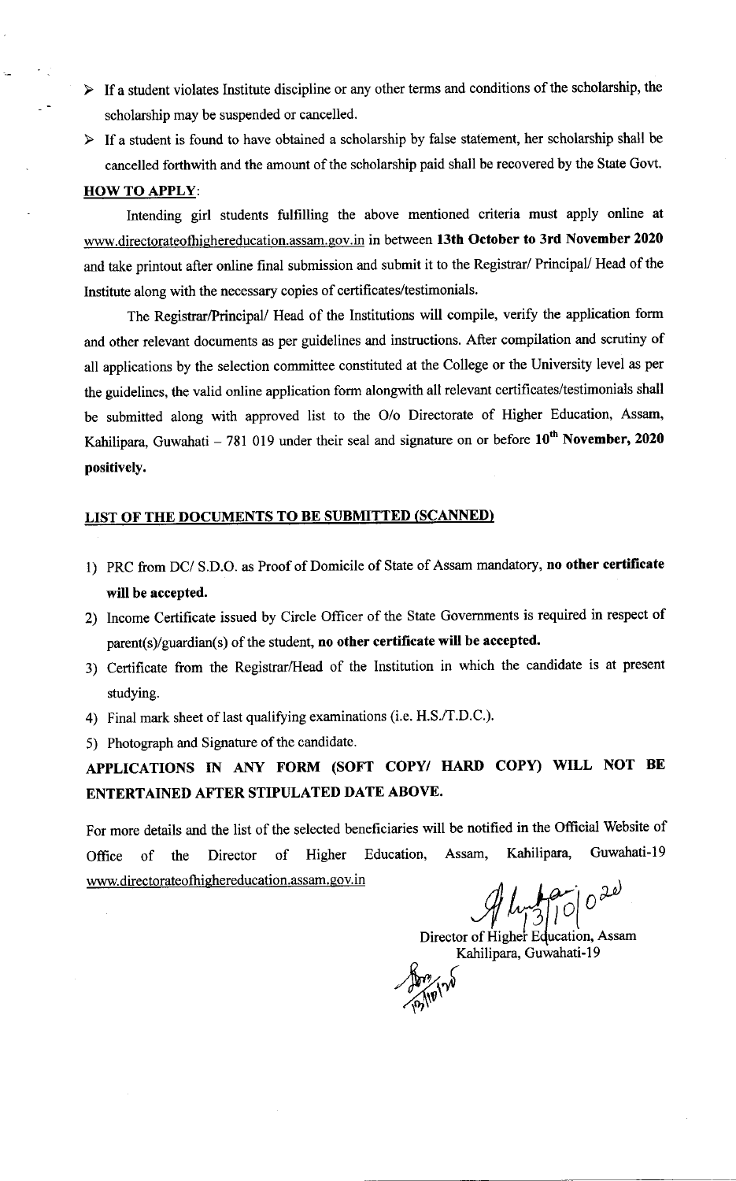- If a student violates Institute discipline or any other terms and conditions of the scholarship, the scholarship may be suspended or cancelled.
- If a student is found to have obtained a scholarship by false statement, her scholarship shall be cancelled forthwith and the amount of the scholarship paid shall be recovered by the State Govt.

**HOW TO APPLY**:

Intending girl students fulfilling the above mentioned criteria must apply online at www.directorateofhighereducation.assam.gov.in in between **13th October to 3rd November 2020** and take printout after online final submission and submit it to the Registrar/ Principal/ Head of the Institute along with the necessary copies of certificates/testimonials.

The Registrar/Principal/ Head of the Institutions will compile, verify the application form and other relevant documents as per guidelines and instructions. After compilation and scrutiny of all applications by the selection committee constituted at the College or the University level as per the guidelines, the valid online application form alongwith all relevant certificates/testimonials shall be submitted along with approved list to the O/o Directorate of Higher Education, Assam, Kahilipara, Guwahati – 781 019 under their seal and signature on or before **10th November, 2020 positively.**

**LIST OF THE DOCUMENTS TO BE SUBMITTED (SCANNED)**

1) PRC from DC/ S.D.O. as Proof of Domicile of State of Assam mandatory, **no other certificate will be accepted.**
2) Income Certificate issued by Circle Officer of the State Governments is required in respect of parent(s)/guardian(s) of the student, **no other certificate will be accepted.**
3) Certificate from the Registrar/Head of the Institution in which the candidate is at present studying.
4) Final mark sheet of last qualifying examinations (i.e. H.S./T.D.C.).
5) Photograph and Signature of the candidate.

**APPLICATIONS IN ANY FORM (SOFT COPY/ HARD COPY) WILL NOT BE ENTERTAINED AFTER STIPULATED DATE ABOVE.**

For more details and the list of the selected beneficiaries will be notified in the Official Website of Office of the Director of Higher Education, Assam, Kahilipara, Guwahati-19 www.directorateofhighereducation.assam.gov.in

13/10/020

Director of Higher Education, Assam
Kahilipara, Guwahati-19

13/10/20